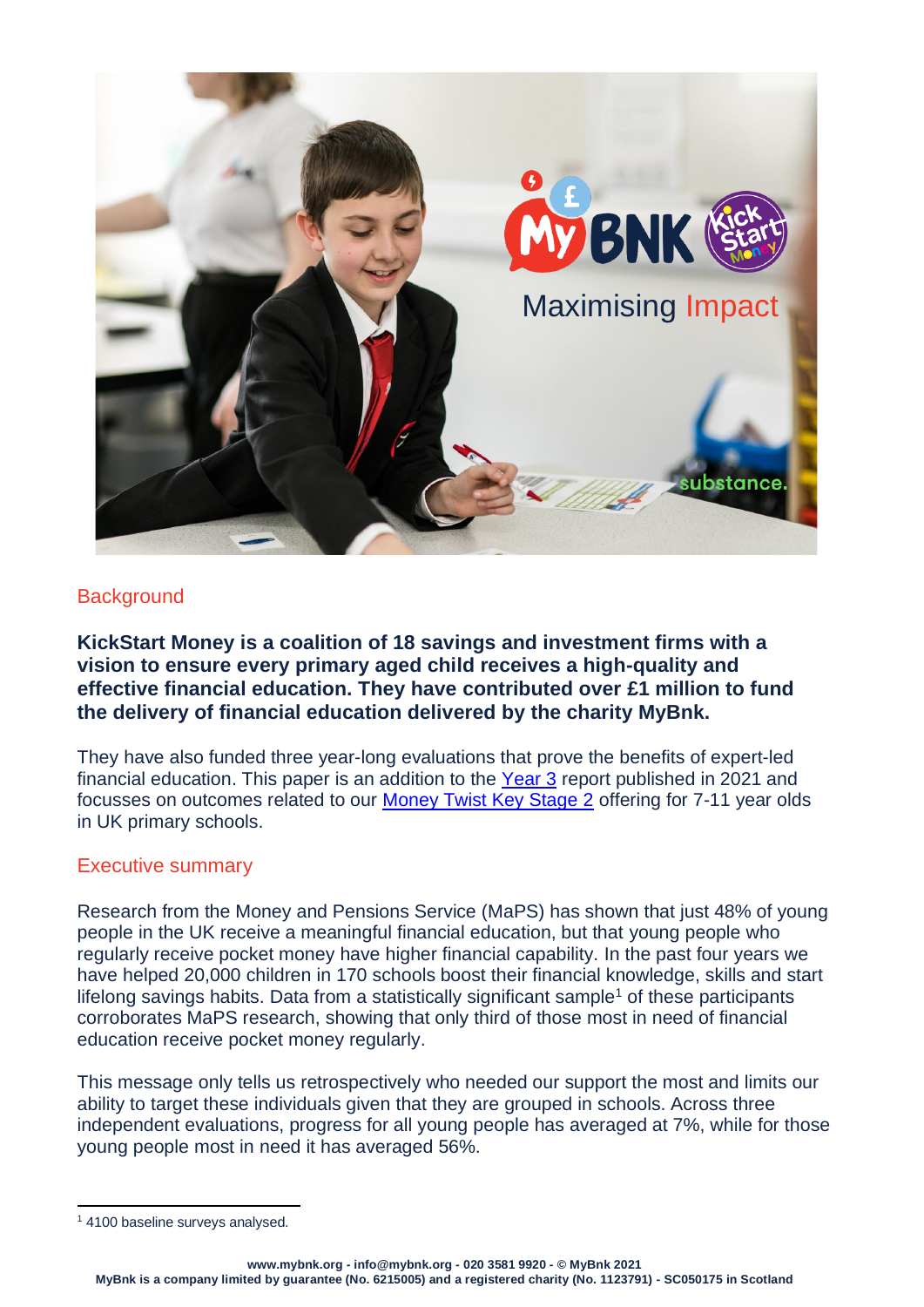Maximising Impact

## Background

**KickStart Money is a coalition of 18 savings and investment firms with a vision to ensure every primary aged child receives a high-quality and effective financial education. They have contributed over £1 million to fund the delivery of financial education delivered by the charity MyBnk.**

They have also funded three year-long evaluations that prove the benefits of expert-led financial education. This paper is an addition to the [Year 3] report published in 2021 and focusses on outcomes related to our [Money Twist Key Stage 2] offering for 7-11 year olds in UK primary schools.

## Executive summary

Research from the Money and Pensions Service (MaPS) has shown that just 48% of young people in the UK receive a meaningful financial education, but that young people who regularly receive pocket money have higher financial capability. In the past four years we have helped 20,000 children in 170 schools boost their financial knowledge, skills and start lifelong savings habits. Data from a statistically significant sample[1] of these participants corroborates MaPS research, showing that only third of those most in need of financial education receive pocket money regularly.

This message only tells us retrospectively who needed our support the most and limits our ability to target these individuals given that they are grouped in schools. Across three independent evaluations, progress for all young people has averaged at 7%, while for those young people most in need it has averaged 56%.

[1] 4100 baseline surveys analysed.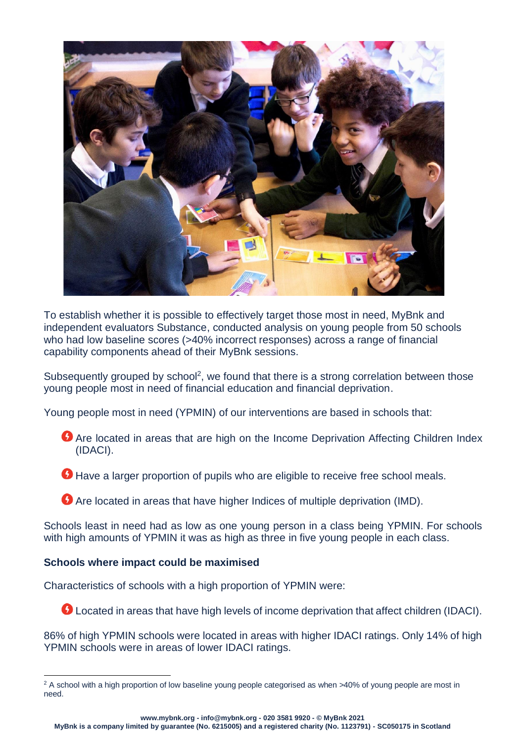To establish whether it is possible to effectively target those most in need, MyBnk and independent evaluators Substance, conducted analysis on young people from 50 schools who had low baseline scores (>40% incorrect responses) across a range of financial capability components ahead of their MyBnk sessions.

Subsequently grouped by school[2], we found that there is a strong correlation between those young people most in need of financial education and financial deprivation.

Young people most in need (YPMIN) of our interventions are based in schools that:

- Are located in areas that are high on the Income Deprivation Affecting Children Index (IDACI).
- Have a larger proportion of pupils who are eligible to receive free school meals.
- Are located in areas that have higher Indices of multiple deprivation (IMD).

Schools least in need had as low as one young person in a class being YPMIN. For schools with high amounts of YPMIN it was as high as three in five young people in each class.

**Schools where impact could be maximised**

Characteristics of schools with a high proportion of YPMIN were:

- Located in areas that have high levels of income deprivation that affect children (IDACI).

86% of high YPMIN schools were located in areas with higher IDACI ratings. Only 14% of high YPMIN schools were in areas of lower IDACI ratings.

[2] A school with a high proportion of low baseline young people categorised as when >40% of young people are most in need.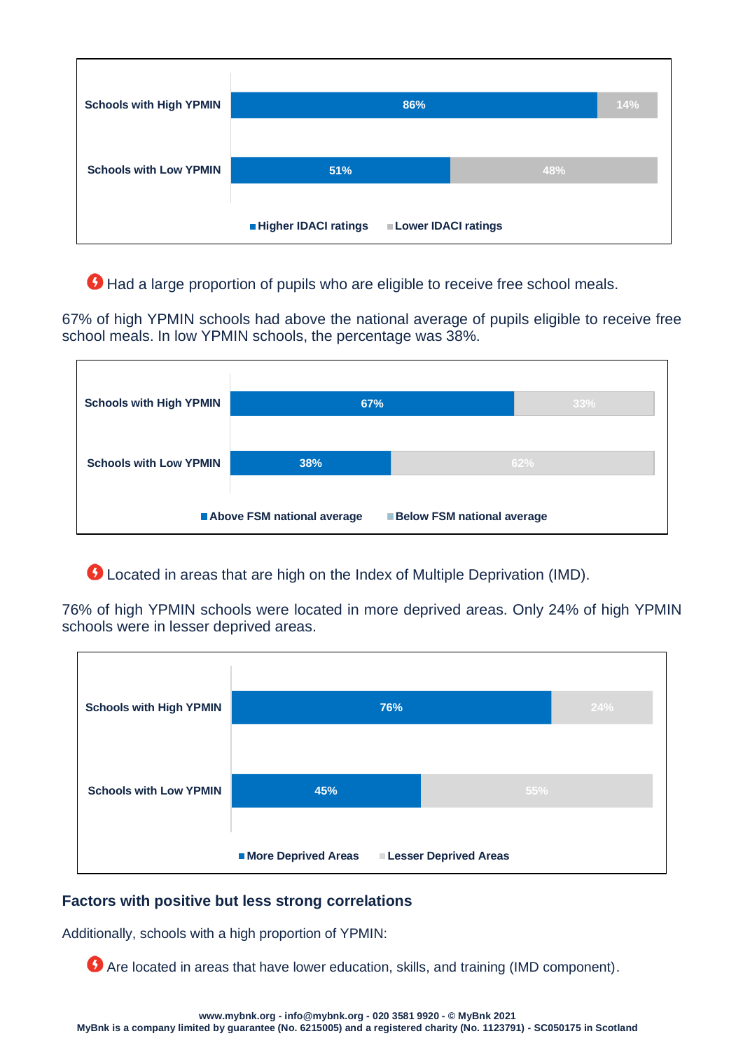| | Higher IDACI ratings | Lower IDACI ratings |
|---|---|---|
| Schools with High YPMIN | 86% | 14% |
| Schools with Low YPMIN | 51% | 48% |

- Had a large proportion of pupils who are eligible to receive free school meals.

67% of high YPMIN schools had above the national average of pupils eligible to receive free school meals. In low YPMIN schools, the percentage was 38%.

| | Above FSM national average | Below FSM national average |
|---|---|---|
| Schools with High YPMIN | 67% | 33% |
| Schools with Low YPMIN | 38% | 62% |

- Located in areas that are high on the Index of Multiple Deprivation (IMD).

76% of high YPMIN schools were located in more deprived areas. Only 24% of high YPMIN schools were in lesser deprived areas.

| | More Deprived Areas | Lesser Deprived Areas |
|---|---|---|
| Schools with High YPMIN | 76% | 24% |
| Schools with Low YPMIN | 45% | 55% |

### Factors with positive but less strong correlations

Additionally, schools with a high proportion of YPMIN:

- Are located in areas that have lower education, skills, and training (IMD component).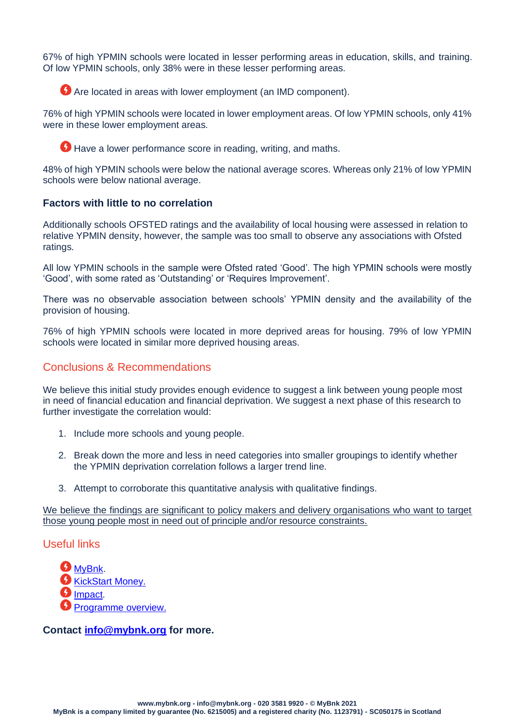67% of high YPMIN schools were located in lesser performing areas in education, skills, and training. Of low YPMIN schools, only 38% were in these lesser performing areas.

- Are located in areas with lower employment (an IMD component).

76% of high YPMIN schools were located in lower employment areas. Of low YPMIN schools, only 41% were in these lower employment areas.

- Have a lower performance score in reading, writing, and maths.

48% of high YPMIN schools were below the national average scores. Whereas only 21% of low YPMIN schools were below national average.

### Factors with little to no correlation

Additionally schools OFSTED ratings and the availability of local housing were assessed in relation to relative YPMIN density, however, the sample was too small to observe any associations with Ofsted ratings.

All low YPMIN schools in the sample were Ofsted rated 'Good'. The high YPMIN schools were mostly 'Good', with some rated as 'Outstanding' or 'Requires Improvement'.

There was no observable association between schools' YPMIN density and the availability of the provision of housing.

76% of high YPMIN schools were located in more deprived areas for housing. 79% of low YPMIN schools were located in similar more deprived housing areas.

## Conclusions & Recommendations

We believe this initial study provides enough evidence to suggest a link between young people most in need of financial education and financial deprivation. We suggest a next phase of this research to further investigate the correlation would:

1. Include more schools and young people.
2. Break down the more and less in need categories into smaller groupings to identify whether the YPMIN deprivation correlation follows a larger trend line.
3. Attempt to corroborate this quantitative analysis with qualitative findings.

We believe the findings are significant to policy makers and delivery organisations who want to target those young people most in need out of principle and/or resource constraints.

## Useful links

- MyBnk.
- KickStart Money.
- Impact.
- Programme overview.

**Contact info@mybnk.org for more.**

**www.mybnk.org - info@mybnk.org - 020 3581 9920 - © MyBnk 2021**
**MyBnk is a company limited by guarantee (No. 6215005) and a registered charity (No. 1123791) - SC050175 in Scotland**